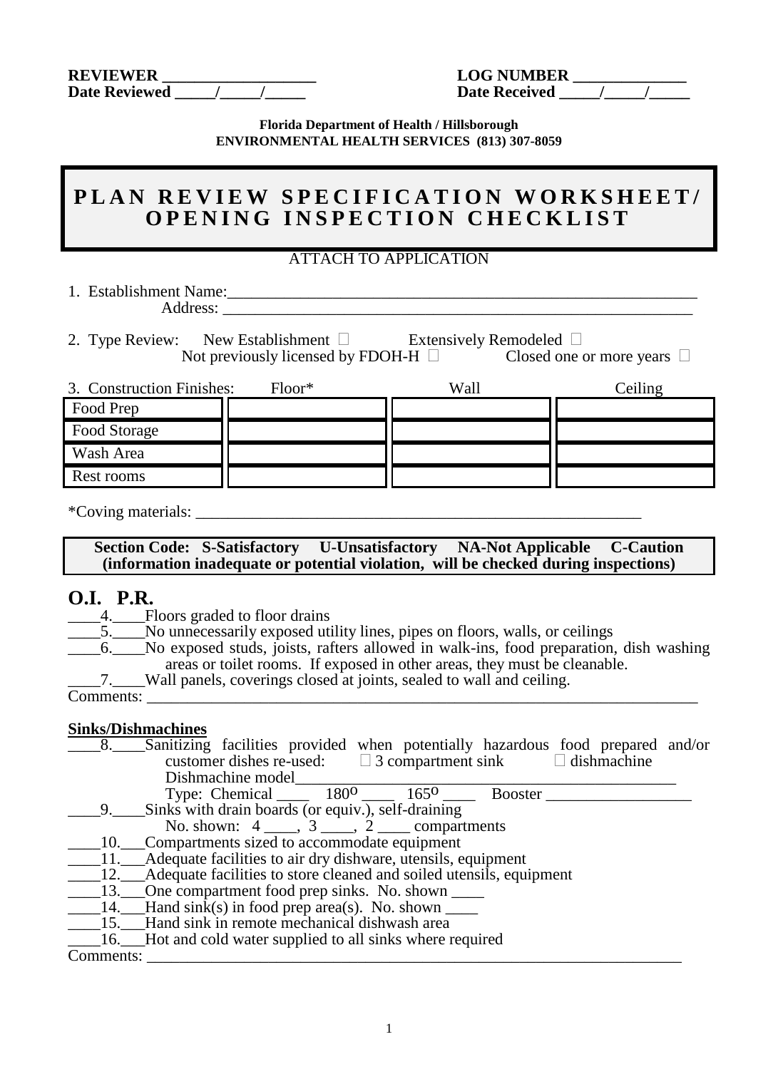**REVIEWER \_\_\_\_\_\_\_\_\_\_\_\_\_\_\_\_\_\_\_** **LOG NUMBER \_\_\_\_\_\_\_\_\_\_\_\_\_\_**
**Date Reviewed \_\_\_\_\_/\_\_\_\_\_/\_\_\_\_\_** **Date Received \_\_\_\_\_/\_\_\_\_\_/\_\_\_\_\_**

**Florida Department of Health / Hillsborough**
**ENVIRONMENTAL HEALTH SERVICES (813) 307-8059**

# PLAN REVIEW SPECIFICATION WORKSHEET/ OPENING INSPECTION CHECKLIST

ATTACH TO APPLICATION

1. Establishment Name:\_\_\_\_\_\_\_\_\_\_\_\_\_\_\_\_\_\_\_\_\_\_\_\_\_\_\_\_\_\_\_\_\_\_\_\_\_\_\_\_\_\_\_\_\_\_\_\_\_\_\_\_\_\_\_\_\_\_\_\_
   Address: \_\_\_\_\_\_\_\_\_\_\_\_\_\_\_\_\_\_\_\_\_\_\_\_\_\_\_\_\_\_\_\_\_\_\_\_\_\_\_\_\_\_\_\_\_\_\_\_\_\_\_\_\_\_\_\_\_\_\_\_

2. Type Review: New Establishment ☐ Extensively Remodeled ☐
   Not previously licensed by FDOH-H ☐ Closed one or more years ☐

| 3. Construction Finishes: | Floor* | Wall | Ceiling |
|---|---|---|---|
| Food Prep | | | |
| Food Storage | | | |
| Wash Area | | | |
| Rest rooms | | | |

*Coving materials: \_\_\_\_\_\_\_\_\_\_\_\_\_\_\_\_\_\_\_\_\_\_\_\_\_\_\_\_\_\_\_\_\_\_\_\_\_\_\_\_\_\_\_\_\_\_\_\_\_\_\_\_\_\_\_\_\_\_

**Section Code: S-Satisfactory U-Unsatisfactory NA-Not Applicable C-Caution (information inadequate or potential violation, will be checked during inspections)**

## O.I. P.R.

\_\_\_\_4.\_\_\_\_Floors graded to floor drains
\_\_\_\_5.\_\_\_\_No unnecessarily exposed utility lines, pipes on floors, walls, or ceilings
\_\_\_\_6.\_\_\_\_No exposed studs, joists, rafters allowed in walk-ins, food preparation, dish washing areas or toilet rooms. If exposed in other areas, they must be cleanable.
\_\_\_\_7.\_\_\_\_Wall panels, coverings closed at joints, sealed to wall and ceiling.
Comments: \_\_\_\_\_\_\_\_\_\_\_\_\_\_\_\_\_\_\_\_\_\_\_\_\_\_\_\_\_\_\_\_\_\_\_\_\_\_\_\_\_\_\_\_\_\_\_\_\_\_\_\_\_\_\_\_\_\_\_\_\_\_\_\_\_\_\_\_\_\_

**Sinks/Dishmachines**

\_\_\_\_8.\_\_\_\_Sanitizing facilities provided when potentially hazardous food prepared and/or customer dishes re-used: ☐ 3 compartment sink ☐ dishmachine
Dishmachine model\_\_\_\_\_\_\_\_\_\_\_\_\_\_\_\_\_\_\_\_\_\_\_\_\_\_\_\_\_\_\_\_\_\_\_\_\_\_\_\_\_\_\_\_\_\_\_\_
Type: Chemical \_\_\_\_ 180° \_\_\_\_ 165° \_\_\_\_ Booster \_\_\_\_\_\_\_\_\_\_\_\_\_\_\_\_\_\_
\_\_\_\_9.\_\_\_\_Sinks with drain boards (or equiv.), self-draining
No. shown: 4 \_\_\_\_, 3 \_\_\_\_, 2 \_\_\_\_ compartments
\_\_\_\_10.\_\_\_Compartments sized to accommodate equipment
\_\_\_\_11.\_\_\_Adequate facilities to air dry dishware, utensils, equipment
\_\_\_\_12.\_\_\_Adequate facilities to store cleaned and soiled utensils, equipment
\_\_\_\_13.\_\_\_One compartment food prep sinks. No. shown \_\_\_\_
\_\_\_\_14.\_\_\_Hand sink(s) in food prep area(s). No. shown \_\_\_\_
\_\_\_\_15.\_\_\_Hand sink in remote mechanical dishwash area
\_\_\_\_16.\_\_\_Hot and cold water supplied to all sinks where required
Comments: \_\_\_\_\_\_\_\_\_\_\_\_\_\_\_\_\_\_\_\_\_\_\_\_\_\_\_\_\_\_\_\_\_\_\_\_\_\_\_\_\_\_\_\_\_\_\_\_\_\_\_\_\_\_\_\_\_\_\_\_\_\_\_\_\_\_\_\_\_\_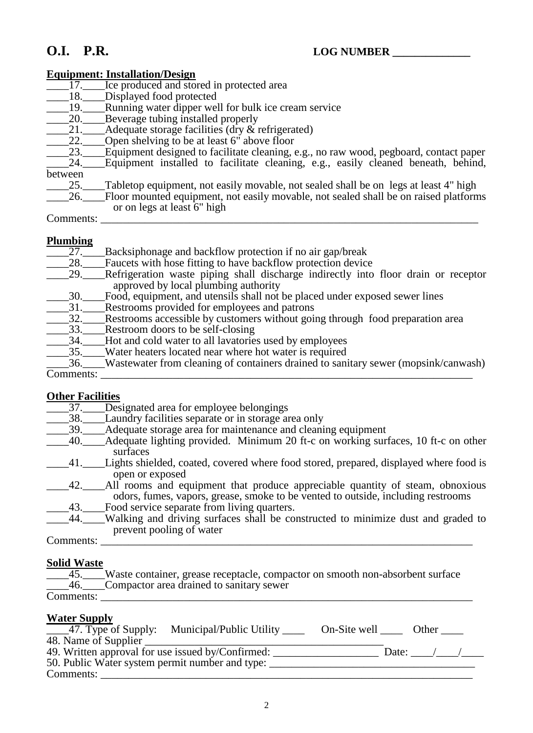**O.I. P.R.** **LOG NUMBER \_\_\_\_\_\_\_\_\_\_\_\_\_\_**

**Equipment: Installation/Design**

\_\_\_\_17.\_\_\_\_Ice produced and stored in protected area
\_\_\_\_18.\_\_\_\_Displayed food protected
\_\_\_\_19.\_\_\_\_Running water dipper well for bulk ice cream service
\_\_\_\_20.\_\_\_\_Beverage tubing installed properly
\_\_\_\_21.\_\_\_\_Adequate storage facilities (dry & refrigerated)
\_\_\_\_22.\_\_\_\_Open shelving to be at least 6" above floor
\_\_\_\_23.\_\_\_\_Equipment designed to facilitate cleaning, e.g., no raw wood, pegboard, contact paper
\_\_\_\_24.\_\_\_\_Equipment installed to facilitate cleaning, e.g., easily cleaned beneath, behind, between
\_\_\_\_25.\_\_\_\_Tabletop equipment, not easily movable, not sealed shall be on legs at least 4" high
\_\_\_\_26.\_\_\_\_Floor mounted equipment, not easily movable, not sealed shall be on raised platforms or on legs at least 6" high

Comments: \_\_\_\_\_\_\_\_\_\_\_\_\_\_\_\_\_\_\_\_\_\_\_\_\_\_\_\_\_\_\_\_\_\_\_\_\_\_\_\_\_\_\_\_\_\_\_\_\_\_\_\_\_\_\_\_\_\_\_\_\_\_\_\_\_\_\_\_\_\_

**Plumbing**

\_\_\_\_27.\_\_\_\_Backsiphonage and backflow protection if no air gap/break
\_\_\_\_28.\_\_\_\_Faucets with hose fitting to have backflow protection device
\_\_\_\_29.\_\_\_\_Refrigeration waste piping shall discharge indirectly into floor drain or receptor approved by local plumbing authority
\_\_\_\_30.\_\_\_\_Food, equipment, and utensils shall not be placed under exposed sewer lines
\_\_\_\_31.\_\_\_\_Restrooms provided for employees and patrons
\_\_\_\_32.\_\_\_\_Restrooms accessible by customers without going through food preparation area
\_\_\_\_33.\_\_\_\_Restroom doors to be self-closing
\_\_\_\_34.\_\_\_\_Hot and cold water to all lavatories used by employees
\_\_\_\_35.\_\_\_\_Water heaters located near where hot water is required
\_\_\_\_36.\_\_\_\_Wastewater from cleaning of containers drained to sanitary sewer (mopsink/canwash)

Comments: \_\_\_\_\_\_\_\_\_\_\_\_\_\_\_\_\_\_\_\_\_\_\_\_\_\_\_\_\_\_\_\_\_\_\_\_\_\_\_\_\_\_\_\_\_\_\_\_\_\_\_\_\_\_\_\_\_\_\_\_\_\_\_\_\_\_\_\_\_\_

**Other Facilities**

\_\_\_\_37.\_\_\_\_Designated area for employee belongings
\_\_\_\_38.\_\_\_\_Laundry facilities separate or in storage area only
\_\_\_\_39.\_\_\_\_Adequate storage area for maintenance and cleaning equipment
\_\_\_\_40.\_\_\_\_Adequate lighting provided. Minimum 20 ft-c on working surfaces, 10 ft-c on other surfaces
\_\_\_\_41.\_\_\_\_Lights shielded, coated, covered where food stored, prepared, displayed where food is open or exposed
\_\_\_\_42.\_\_\_\_All rooms and equipment that produce appreciable quantity of steam, obnoxious odors, fumes, vapors, grease, smoke to be vented to outside, including restrooms
\_\_\_\_43.\_\_\_\_Food service separate from living quarters.
\_\_\_\_44.\_\_\_\_Walking and driving surfaces shall be constructed to minimize dust and graded to prevent pooling of water

Comments: \_\_\_\_\_\_\_\_\_\_\_\_\_\_\_\_\_\_\_\_\_\_\_\_\_\_\_\_\_\_\_\_\_\_\_\_\_\_\_\_\_\_\_\_\_\_\_\_\_\_\_\_\_\_\_\_\_\_\_\_\_\_\_\_\_\_\_\_\_\_

**Solid Waste**

\_\_\_\_45.\_\_\_\_Waste container, grease receptacle, compactor on smooth non-absorbent surface
\_\_\_\_46.\_\_\_\_Compactor area drained to sanitary sewer

Comments: \_\_\_\_\_\_\_\_\_\_\_\_\_\_\_\_\_\_\_\_\_\_\_\_\_\_\_\_\_\_\_\_\_\_\_\_\_\_\_\_\_\_\_\_\_\_\_\_\_\_\_\_\_\_\_\_\_\_\_\_\_\_\_\_\_\_\_\_\_\_

**Water Supply**

\_\_\_\_47. Type of Supply: Municipal/Public Utility \_\_\_\_ On-Site well \_\_\_\_ Other \_\_\_\_
48. Name of Supplier \_\_\_\_\_\_\_\_\_\_\_\_\_\_\_\_\_\_\_\_\_\_\_\_\_\_\_\_\_\_\_\_\_\_\_\_\_\_\_\_\_\_\_\_\_\_
49. Written approval for use issued by/Confirmed: \_\_\_\_\_\_\_\_\_\_\_\_\_\_\_\_\_\_\_\_ Date: \_\_\_\_/\_\_\_\_/\_\_\_\_
50. Public Water system permit number and type: \_\_\_\_\_\_\_\_\_\_\_\_\_\_\_\_\_\_\_\_\_\_\_\_\_\_\_\_\_\_\_\_\_\_\_\_\_\_

Comments: \_\_\_\_\_\_\_\_\_\_\_\_\_\_\_\_\_\_\_\_\_\_\_\_\_\_\_\_\_\_\_\_\_\_\_\_\_\_\_\_\_\_\_\_\_\_\_\_\_\_\_\_\_\_\_\_\_\_\_\_\_\_\_\_\_\_\_\_\_\_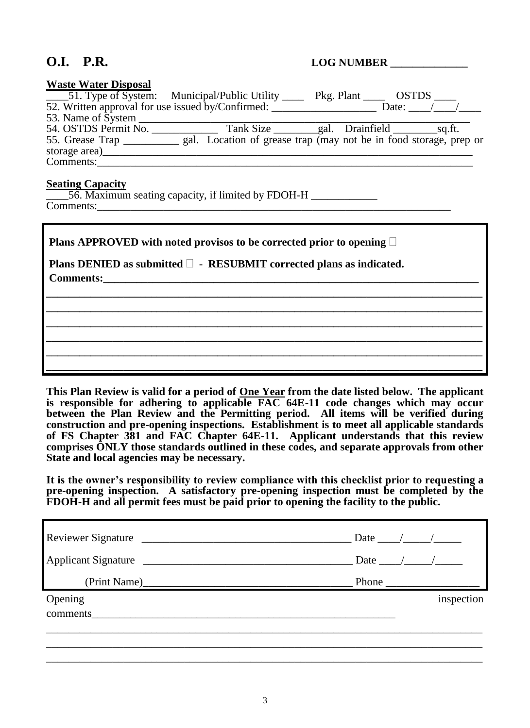**O.I. P.R.** **LOG NUMBER ______________**

**Waste Water Disposal**

____51. Type of System: Municipal/Public Utility ____ Pkg. Plant ____ OSTDS ____

52. Written approval for use issued by/Confirmed: ____________________ Date: ____/____/____

53. Name of System ______________________________________________________________

54. OSTDS Permit No. ____________ Tank Size ________gal. Drainfield ________sq.ft.

55. Grease Trap __________ gal. Location of grease trap (may not be in food storage, prep or storage area)_____________________________________________________________________

Comments:_______________________________________________________________________

**Seating Capacity**

____56. Maximum seating capacity, if limited by FDOH-H ____________

Comments:_______________________________________________________________________

**Plans APPROVED with noted provisos to be corrected prior to opening** ☐

**Plans DENIED as submitted** ☐ - **RESUBMIT corrected plans as indicated.**

**Comments:**_______________________________________________________________________

_____________________________________________________________________________________

_____________________________________________________________________________________

_____________________________________________________________________________________

_____________________________________________________________________________________

_____________________________________________________________________________________

_____________________________________________________________________________________

**This Plan Review is valid for a period of <u>One Year</u> from the date listed below. The applicant is responsible for adhering to applicable FAC 64E-11 code changes which may occur between the Plan Review and the Permitting period. All items will be verified during construction and pre-opening inspections. Establishment is to meet all applicable standards of FS Chapter 381 and FAC Chapter 64E-11. Applicant understands that this review comprises ONLY those standards outlined in these codes, and separate approvals from other State and local agencies may be necessary.**

**It is the owner's responsibility to review compliance with this checklist prior to requesting a pre-opening inspection. A satisfactory pre-opening inspection must be completed by the FDOH-H and all permit fees must be paid prior to opening the facility to the public.**

Reviewer Signature ______________________________________ Date ____/_____/_____

Applicant Signature ______________________________________ Date ____/_____/_____

(Print Name)______________________________________ Phone _________________

Opening inspection comments________________________________________________________

_____________________________________________________________________________________

_____________________________________________________________________________________

_____________________________________________________________________________________